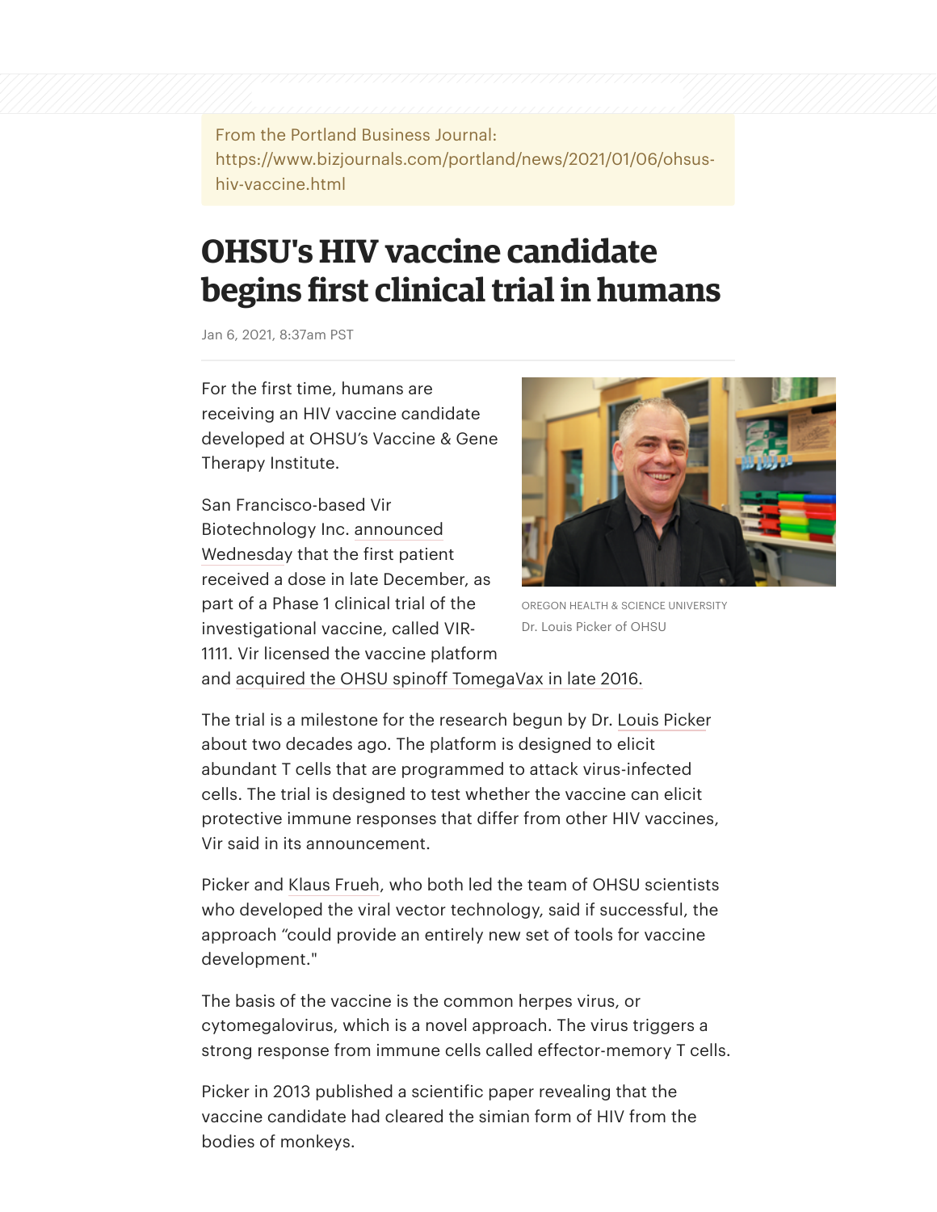From the Portland Business Journal: https://www.bizjournals.com/portland/news/2021/01/06/ohsus-hiv-vaccine.html

# OHSU's HIV vaccine candidate begins first clinical trial in humans

Jan 6, 2021, 8:37am PST

For the first time, humans are receiving an HIV vaccine candidate developed at OHSU's Vaccine & Gene Therapy Institute.

OREGON HEALTH & SCIENCE UNIVERSITY

Dr. Louis Picker of OHSU

San Francisco-based Vir Biotechnology Inc. announced Wednesday that the first patient received a dose in late December, as part of a Phase 1 clinical trial of the investigational vaccine, called VIR-1111. Vir licensed the vaccine platform and acquired the OHSU spinoff TomegaVax in late 2016.

The trial is a milestone for the research begun by Dr. Louis Picker about two decades ago. The platform is designed to elicit abundant T cells that are programmed to attack virus-infected cells. The trial is designed to test whether the vaccine can elicit protective immune responses that differ from other HIV vaccines, Vir said in its announcement.

Picker and Klaus Frueh, who both led the team of OHSU scientists who developed the viral vector technology, said if successful, the approach "could provide an entirely new set of tools for vaccine development."

The basis of the vaccine is the common herpes virus, or cytomegalovirus, which is a novel approach. The virus triggers a strong response from immune cells called effector-memory T cells.

Picker in 2013 published a scientific paper revealing that the vaccine candidate had cleared the simian form of HIV from the bodies of monkeys.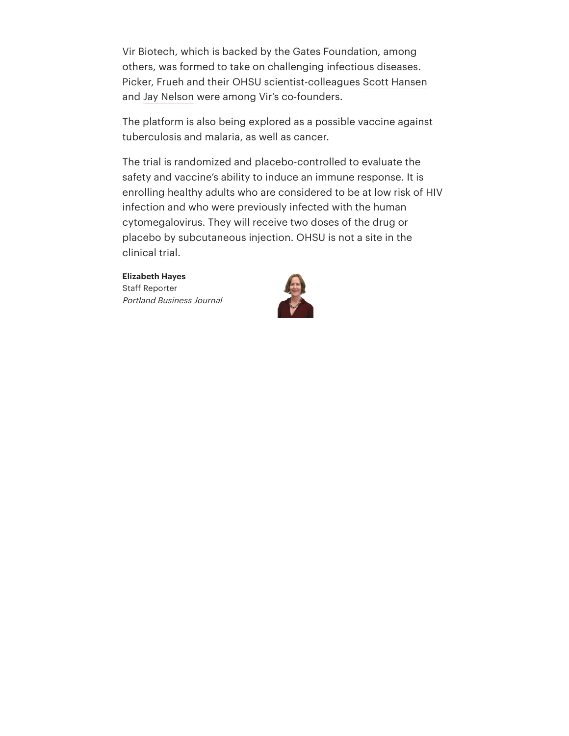Vir Biotech, which is backed by the Gates Foundation, among others, was formed to take on challenging infectious diseases. Picker, Frueh and their OHSU scientist-colleagues Scott Hansen and Jay Nelson were among Vir's co-founders.

The platform is also being explored as a possible vaccine against tuberculosis and malaria, as well as cancer.

The trial is randomized and placebo-controlled to evaluate the safety and vaccine's ability to induce an immune response. It is enrolling healthy adults who are considered to be at low risk of HIV infection and who were previously infected with the human cytomegalovirus. They will receive two doses of the drug or placebo by subcutaneous injection. OHSU is not a site in the clinical trial.

**Elizabeth Hayes**
Staff Reporter
*Portland Business Journal*